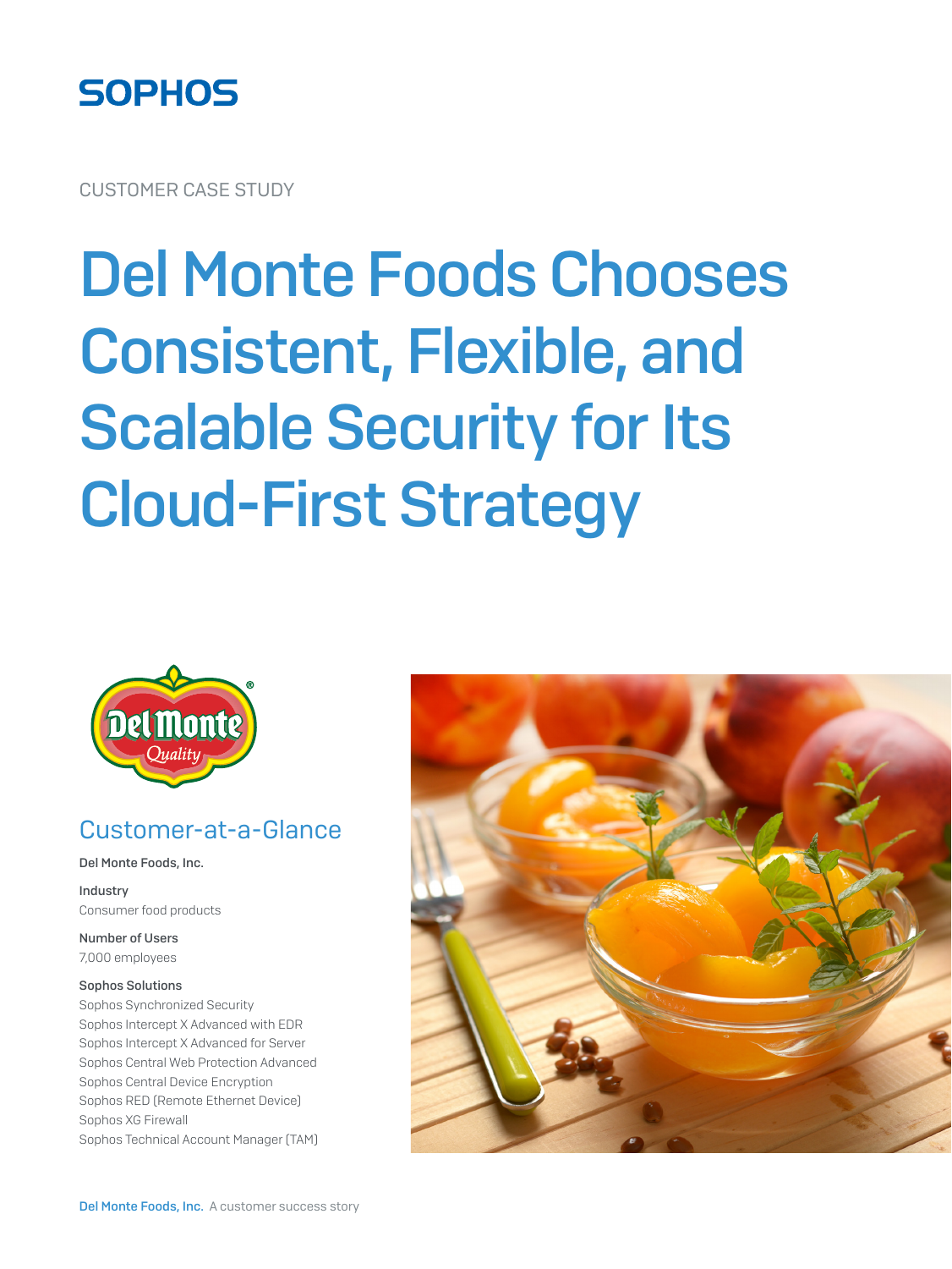SOPHOS

CUSTOMER CASE STUDY

# Del Monte Foods Chooses Consistent, Flexible, and Scalable Security for Its Cloud-First Strategy

## Customer-at-a-Glance

**Del Monte Foods, Inc.**

**Industry**
Consumer food products

**Number of Users**
7,000 employees

**Sophos Solutions**
Sophos Synchronized Security
Sophos Intercept X Advanced with EDR
Sophos Intercept X Advanced for Server
Sophos Central Web Protection Advanced
Sophos Central Device Encryption
Sophos RED (Remote Ethernet Device)
Sophos XG Firewall
Sophos Technical Account Manager (TAM)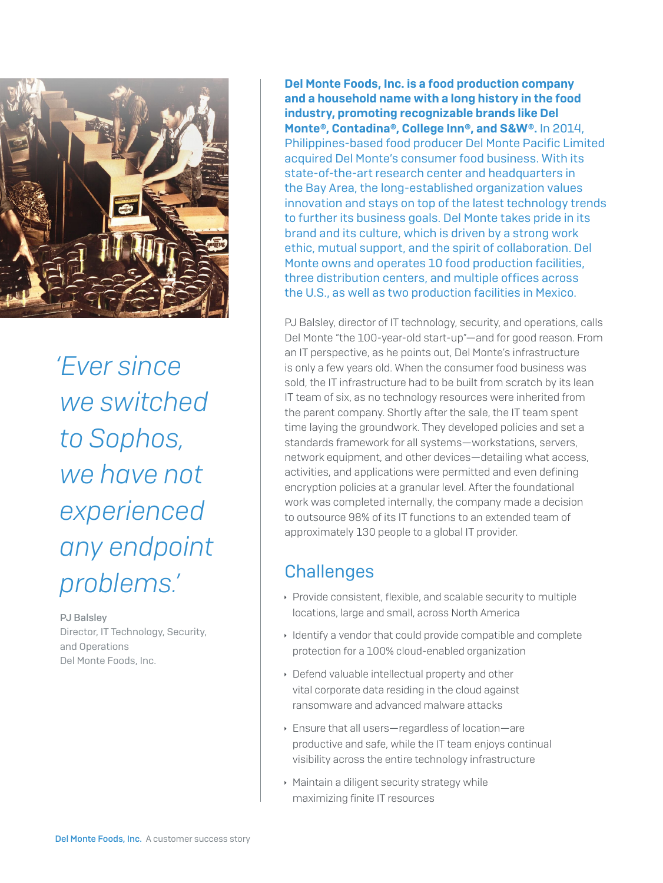*'Ever since we switched to Sophos, we have not experienced any endpoint problems.'*

PJ Balsley
Director, IT Technology, Security, and Operations
Del Monte Foods, Inc.

**Del Monte Foods, Inc. is a food production company and a household name with a long history in the food industry, promoting recognizable brands like Del Monte®, Contadina®, College Inn®, and S&W®.** In 2014, Philippines-based food producer Del Monte Pacific Limited acquired Del Monte's consumer food business. With its state-of-the-art research center and headquarters in the Bay Area, the long-established organization values innovation and stays on top of the latest technology trends to further its business goals. Del Monte takes pride in its brand and its culture, which is driven by a strong work ethic, mutual support, and the spirit of collaboration. Del Monte owns and operates 10 food production facilities, three distribution centers, and multiple offices across the U.S., as well as two production facilities in Mexico.

PJ Balsley, director of IT technology, security, and operations, calls Del Monte "the 100-year-old start-up"—and for good reason. From an IT perspective, as he points out, Del Monte's infrastructure is only a few years old. When the consumer food business was sold, the IT infrastructure had to be built from scratch by its lean IT team of six, as no technology resources were inherited from the parent company. Shortly after the sale, the IT team spent time laying the groundwork. They developed policies and set a standards framework for all systems—workstations, servers, network equipment, and other devices—detailing what access, activities, and applications were permitted and even defining encryption policies at a granular level. After the foundational work was completed internally, the company made a decision to outsource 98% of its IT functions to an extended team of approximately 130 people to a global IT provider.

## Challenges

- Provide consistent, flexible, and scalable security to multiple locations, large and small, across North America
- Identify a vendor that could provide compatible and complete protection for a 100% cloud-enabled organization
- Defend valuable intellectual property and other vital corporate data residing in the cloud against ransomware and advanced malware attacks
- Ensure that all users—regardless of location—are productive and safe, while the IT team enjoys continual visibility across the entire technology infrastructure
- Maintain a diligent security strategy while maximizing finite IT resources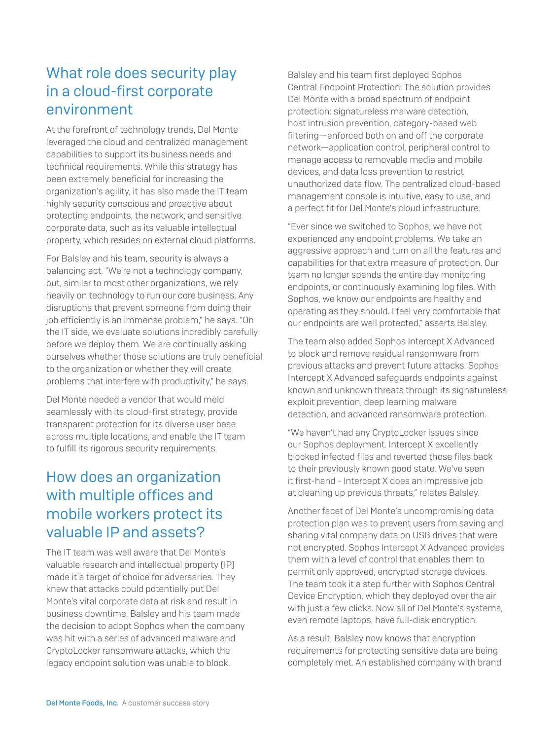## What role does security play in a cloud-first corporate environment

At the forefront of technology trends, Del Monte leveraged the cloud and centralized management capabilities to support its business needs and technical requirements. While this strategy has been extremely beneficial for increasing the organization's agility, it has also made the IT team highly security conscious and proactive about protecting endpoints, the network, and sensitive corporate data, such as its valuable intellectual property, which resides on external cloud platforms.

For Balsley and his team, security is always a balancing act. "We're not a technology company, but, similar to most other organizations, we rely heavily on technology to run our core business. Any disruptions that prevent someone from doing their job efficiently is an immense problem," he says. "On the IT side, we evaluate solutions incredibly carefully before we deploy them. We are continually asking ourselves whether those solutions are truly beneficial to the organization or whether they will create problems that interfere with productivity," he says.

Del Monte needed a vendor that would meld seamlessly with its cloud-first strategy, provide transparent protection for its diverse user base across multiple locations, and enable the IT team to fulfill its rigorous security requirements.

## How does an organization with multiple offices and mobile workers protect its valuable IP and assets?

The IT team was well aware that Del Monte's valuable research and intellectual property (IP) made it a target of choice for adversaries. They knew that attacks could potentially put Del Monte's vital corporate data at risk and result in business downtime. Balsley and his team made the decision to adopt Sophos when the company was hit with a series of advanced malware and CryptoLocker ransomware attacks, which the legacy endpoint solution was unable to block.

Balsley and his team first deployed Sophos Central Endpoint Protection. The solution provides Del Monte with a broad spectrum of endpoint protection: signatureless malware detection, host intrusion prevention, category-based web filtering—enforced both on and off the corporate network—application control, peripheral control to manage access to removable media and mobile devices, and data loss prevention to restrict unauthorized data flow. The centralized cloud-based management console is intuitive, easy to use, and a perfect fit for Del Monte's cloud infrastructure.

"Ever since we switched to Sophos, we have not experienced any endpoint problems. We take an aggressive approach and turn on all the features and capabilities for that extra measure of protection. Our team no longer spends the entire day monitoring endpoints, or continuously examining log files. With Sophos, we know our endpoints are healthy and operating as they should. I feel very comfortable that our endpoints are well protected," asserts Balsley.

The team also added Sophos Intercept X Advanced to block and remove residual ransomware from previous attacks and prevent future attacks. Sophos Intercept X Advanced safeguards endpoints against known and unknown threats through its signatureless exploit prevention, deep learning malware detection, and advanced ransomware protection.

"We haven't had any CryptoLocker issues since our Sophos deployment. Intercept X excellently blocked infected files and reverted those files back to their previously known good state. We've seen it first-hand - Intercept X does an impressive job at cleaning up previous threats," relates Balsley.

Another facet of Del Monte's uncompromising data protection plan was to prevent users from saving and sharing vital company data on USB drives that were not encrypted. Sophos Intercept X Advanced provides them with a level of control that enables them to permit only approved, encrypted storage devices. The team took it a step further with Sophos Central Device Encryption, which they deployed over the air with just a few clicks. Now all of Del Monte's systems, even remote laptops, have full-disk encryption.

As a result, Balsley now knows that encryption requirements for protecting sensitive data are being completely met. An established company with brand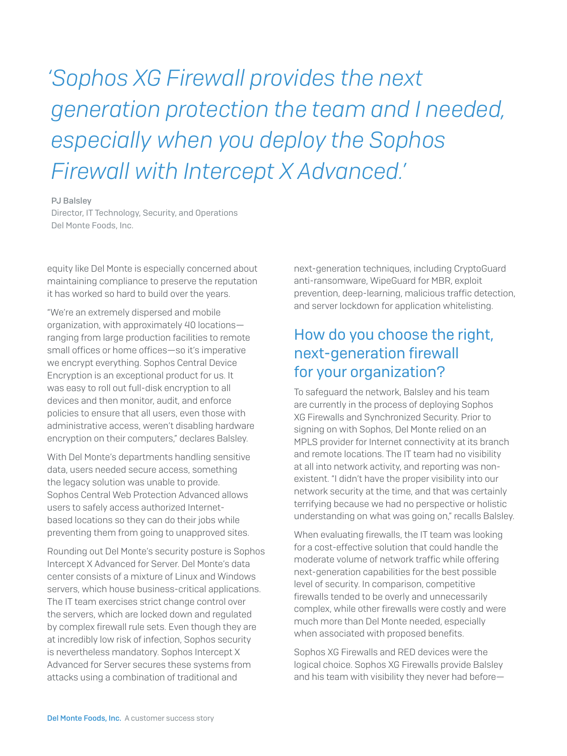*'Sophos XG Firewall provides the next generation protection the team and I needed, especially when you deploy the Sophos Firewall with Intercept X Advanced.'*

PJ Balsley
Director, IT Technology, Security, and Operations
Del Monte Foods, Inc.

equity like Del Monte is especially concerned about maintaining compliance to preserve the reputation it has worked so hard to build over the years.

"We're an extremely dispersed and mobile organization, with approximately 40 locations—ranging from large production facilities to remote small offices or home offices—so it's imperative we encrypt everything. Sophos Central Device Encryption is an exceptional product for us. It was easy to roll out full-disk encryption to all devices and then monitor, audit, and enforce policies to ensure that all users, even those with administrative access, weren't disabling hardware encryption on their computers," declares Balsley.

With Del Monte's departments handling sensitive data, users needed secure access, something the legacy solution was unable to provide. Sophos Central Web Protection Advanced allows users to safely access authorized Internet-based locations so they can do their jobs while preventing them from going to unapproved sites.

Rounding out Del Monte's security posture is Sophos Intercept X Advanced for Server. Del Monte's data center consists of a mixture of Linux and Windows servers, which house business-critical applications. The IT team exercises strict change control over the servers, which are locked down and regulated by complex firewall rule sets. Even though they are at incredibly low risk of infection, Sophos security is nevertheless mandatory. Sophos Intercept X Advanced for Server secures these systems from attacks using a combination of traditional and next-generation techniques, including CryptoGuard anti-ransomware, WipeGuard for MBR, exploit prevention, deep-learning, malicious traffic detection, and server lockdown for application whitelisting.

## How do you choose the right, next-generation firewall for your organization?

To safeguard the network, Balsley and his team are currently in the process of deploying Sophos XG Firewalls and Synchronized Security. Prior to signing on with Sophos, Del Monte relied on an MPLS provider for Internet connectivity at its branch and remote locations. The IT team had no visibility at all into network activity, and reporting was non-existent. "I didn't have the proper visibility into our network security at the time, and that was certainly terrifying because we had no perspective or holistic understanding on what was going on," recalls Balsley.

When evaluating firewalls, the IT team was looking for a cost-effective solution that could handle the moderate volume of network traffic while offering next-generation capabilities for the best possible level of security. In comparison, competitive firewalls tended to be overly and unnecessarily complex, while other firewalls were costly and were much more than Del Monte needed, especially when associated with proposed benefits.

Sophos XG Firewalls and RED devices were the logical choice. Sophos XG Firewalls provide Balsley and his team with visibility they never had before—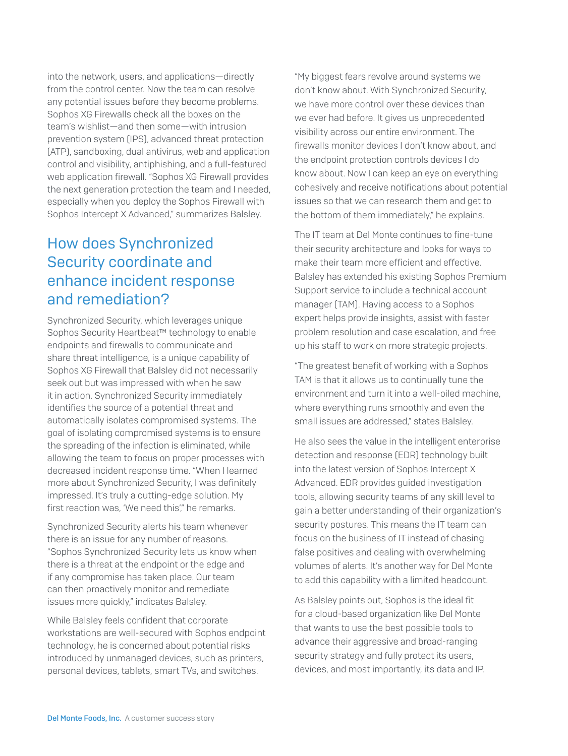into the network, users, and applications—directly from the control center. Now the team can resolve any potential issues before they become problems. Sophos XG Firewalls check all the boxes on the team's wishlist—and then some—with intrusion prevention system (IPS), advanced threat protection (ATP), sandboxing, dual antivirus, web and application control and visibility, antiphishing, and a full-featured web application firewall. "Sophos XG Firewall provides the next generation protection the team and I needed, especially when you deploy the Sophos Firewall with Sophos Intercept X Advanced," summarizes Balsley.

## How does Synchronized Security coordinate and enhance incident response and remediation?

Synchronized Security, which leverages unique Sophos Security Heartbeat™ technology to enable endpoints and firewalls to communicate and share threat intelligence, is a unique capability of Sophos XG Firewall that Balsley did not necessarily seek out but was impressed with when he saw it in action. Synchronized Security immediately identifies the source of a potential threat and automatically isolates compromised systems. The goal of isolating compromised systems is to ensure the spreading of the infection is eliminated, while allowing the team to focus on proper processes with decreased incident response time. "When I learned more about Synchronized Security, I was definitely impressed. It's truly a cutting-edge solution. My first reaction was, 'We need this'," he remarks.

Synchronized Security alerts his team whenever there is an issue for any number of reasons. "Sophos Synchronized Security lets us know when there is a threat at the endpoint or the edge and if any compromise has taken place. Our team can then proactively monitor and remediate issues more quickly," indicates Balsley.

While Balsley feels confident that corporate workstations are well-secured with Sophos endpoint technology, he is concerned about potential risks introduced by unmanaged devices, such as printers, personal devices, tablets, smart TVs, and switches.

"My biggest fears revolve around systems we don't know about. With Synchronized Security, we have more control over these devices than we ever had before. It gives us unprecedented visibility across our entire environment. The firewalls monitor devices I don't know about, and the endpoint protection controls devices I do know about. Now I can keep an eye on everything cohesively and receive notifications about potential issues so that we can research them and get to the bottom of them immediately," he explains.

The IT team at Del Monte continues to fine-tune their security architecture and looks for ways to make their team more efficient and effective. Balsley has extended his existing Sophos Premium Support service to include a technical account manager (TAM). Having access to a Sophos expert helps provide insights, assist with faster problem resolution and case escalation, and free up his staff to work on more strategic projects.

"The greatest benefit of working with a Sophos TAM is that it allows us to continually tune the environment and turn it into a well-oiled machine, where everything runs smoothly and even the small issues are addressed," states Balsley.

He also sees the value in the intelligent enterprise detection and response (EDR) technology built into the latest version of Sophos Intercept X Advanced. EDR provides guided investigation tools, allowing security teams of any skill level to gain a better understanding of their organization's security postures. This means the IT team can focus on the business of IT instead of chasing false positives and dealing with overwhelming volumes of alerts. It's another way for Del Monte to add this capability with a limited headcount.

As Balsley points out, Sophos is the ideal fit for a cloud-based organization like Del Monte that wants to use the best possible tools to advance their aggressive and broad-ranging security strategy and fully protect its users, devices, and most importantly, its data and IP.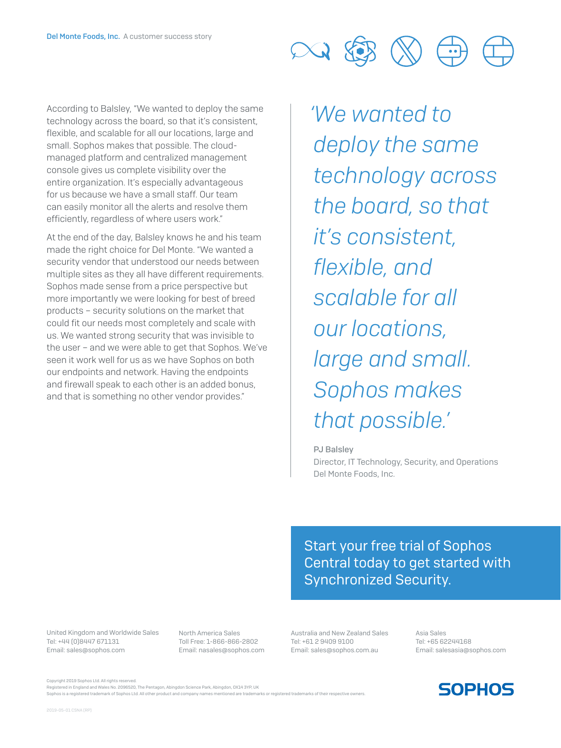According to Balsley, "We wanted to deploy the same technology across the board, so that it's consistent, flexible, and scalable for all our locations, large and small. Sophos makes that possible. The cloud-managed platform and centralized management console gives us complete visibility over the entire organization. It's especially advantageous for us because we have a small staff. Our team can easily monitor all the alerts and resolve them efficiently, regardless of where users work."

At the end of the day, Balsley knows he and his team made the right choice for Del Monte. "We wanted a security vendor that understood our needs between multiple sites as they all have different requirements. Sophos made sense from a price perspective but more importantly we were looking for best of breed products – security solutions on the market that could fit our needs most completely and scale with us. We wanted strong security that was invisible to the user – and we were able to get that Sophos. We've seen it work well for us as we have Sophos on both our endpoints and network. Having the endpoints and firewall speak to each other is an added bonus, and that is something no other vendor provides."

> *'We wanted to deploy the same technology across the board, so that it's consistent, flexible, and scalable for all our locations, large and small. Sophos makes that possible.'*
>
> PJ Balsley
> Director, IT Technology, Security, and Operations
> Del Monte Foods, Inc.

**Start your free trial of Sophos Central today to get started with Synchronized Security.**

United Kingdom and Worldwide Sales
Tel: +44 (0)8447 671131
Email: sales@sophos.com

North America Sales
Toll Free: 1-866-866-2802
Email: nasales@sophos.com

Australia and New Zealand Sales
Tel: +61 2 9409 9100
Email: sales@sophos.com.au

Asia Sales
Tel: +65 62244168
Email: salesasia@sophos.com

Copyright 2019 Sophos Ltd. All rights reserved.
Registered in England and Wales No. 2096520, The Pentagon, Abingdon Science Park, Abingdon, OX14 3YP, UK
Sophos is a registered trademark of Sophos Ltd. All other product and company names mentioned are trademarks or registered trademarks of their respective owners.

SOPHOS

2019-05-01 CSNA (RP)